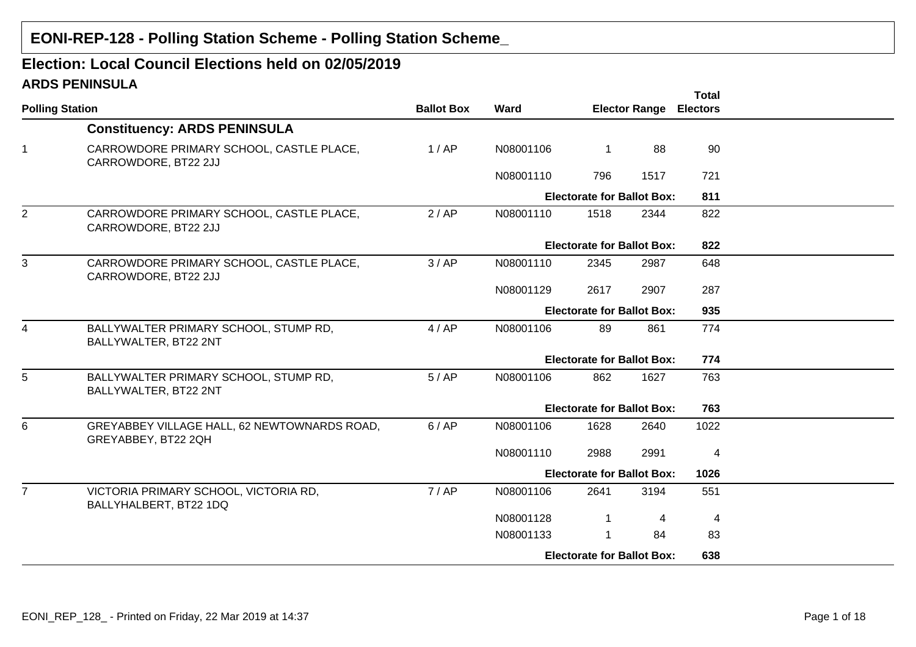# EONI-REP-128 - Polling Station Scheme - Polling Station Scheme_

## Election: Local Council Elections held on 02/05/2019

### ARDS PENINSULA

| Polling Station | | Ballot Box | Ward | Elector Range | | Total Electors |
|---|---|---|---|---|---|---|
| | **Constituency: ARDS PENINSULA** | | | | | |
| 1 | CARROWDORE PRIMARY SCHOOL, CASTLE PLACE, CARROWDORE, BT22 2JJ | 1 / AP | N08001106 | 1 | 88 | 90 |
| | | | N08001110 | 796 | 1517 | 721 |
| | | | | **Electorate for Ballot Box:** | | **811** |
| 2 | CARROWDORE PRIMARY SCHOOL, CASTLE PLACE, CARROWDORE, BT22 2JJ | 2 / AP | N08001110 | 1518 | 2344 | 822 |
| | | | | **Electorate for Ballot Box:** | | **822** |
| 3 | CARROWDORE PRIMARY SCHOOL, CASTLE PLACE, CARROWDORE, BT22 2JJ | 3 / AP | N08001110 | 2345 | 2987 | 648 |
| | | | N08001129 | 2617 | 2907 | 287 |
| | | | | **Electorate for Ballot Box:** | | **935** |
| 4 | BALLYWALTER PRIMARY SCHOOL, STUMP RD, BALLYWALTER, BT22 2NT | 4 / AP | N08001106 | 89 | 861 | 774 |
| | | | | **Electorate for Ballot Box:** | | **774** |
| 5 | BALLYWALTER PRIMARY SCHOOL, STUMP RD, BALLYWALTER, BT22 2NT | 5 / AP | N08001106 | 862 | 1627 | 763 |
| | | | | **Electorate for Ballot Box:** | | **763** |
| 6 | GREYABBEY VILLAGE HALL, 62 NEWTOWNARDS ROAD, GREYABBEY, BT22 2QH | 6 / AP | N08001106 | 1628 | 2640 | 1022 |
| | | | N08001110 | 2988 | 2991 | 4 |
| | | | | **Electorate for Ballot Box:** | | **1026** |
| 7 | VICTORIA PRIMARY SCHOOL, VICTORIA RD, BALLYHALBERT, BT22 1DQ | 7 / AP | N08001106 | 2641 | 3194 | 551 |
| | | | N08001128 | 1 | 4 | 4 |
| | | | N08001133 | 1 | 84 | 83 |
| | | | | **Electorate for Ballot Box:** | | **638** |

EONI_REP_128_ - Printed on Friday, 22 Mar 2019 at 14:37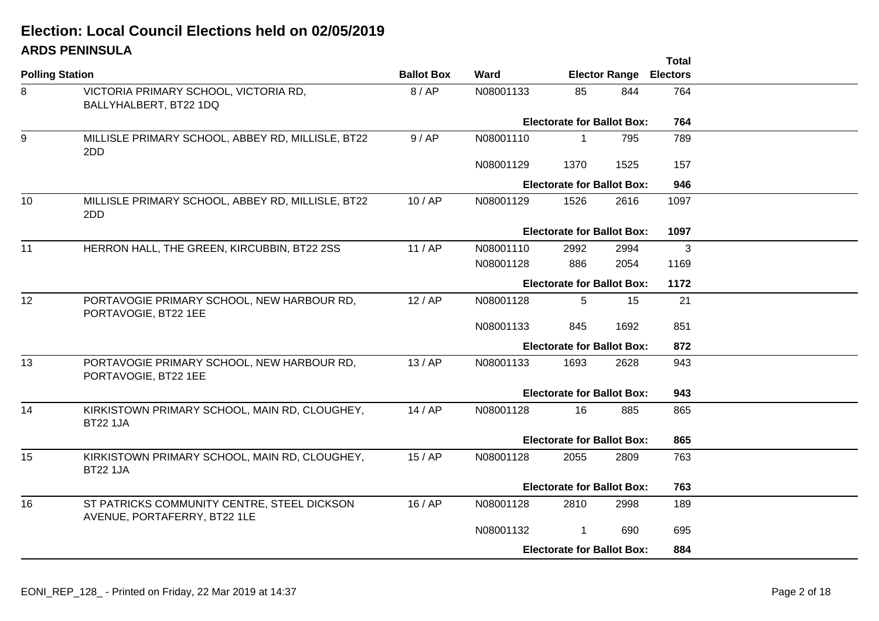# Election: Local Council Elections held on 02/05/2019

## ARDS PENINSULA

| Polling Station | | Ballot Box | Ward | Elector Range | | Total Electors |
|---|---|---|---|---|---|---|
| 8 | VICTORIA PRIMARY SCHOOL, VICTORIA RD, BALLYHALBERT, BT22 1DQ | 8 / AP | N08001133 | 85 | 844 | 764 |
| | | | **Electorate for Ballot Box:** | | | **764** |
| 9 | MILLISLE PRIMARY SCHOOL, ABBEY RD, MILLISLE, BT22 2DD | 9 / AP | N08001110 | 1 | 795 | 789 |
| | | | N08001129 | 1370 | 1525 | 157 |
| | | | **Electorate for Ballot Box:** | | | **946** |
| 10 | MILLISLE PRIMARY SCHOOL, ABBEY RD, MILLISLE, BT22 2DD | 10 / AP | N08001129 | 1526 | 2616 | 1097 |
| | | | **Electorate for Ballot Box:** | | | **1097** |
| 11 | HERRON HALL, THE GREEN, KIRCUBBIN, BT22 2SS | 11 / AP | N08001110 | 2992 | 2994 | 3 |
| | | | N08001128 | 886 | 2054 | 1169 |
| | | | **Electorate for Ballot Box:** | | | **1172** |
| 12 | PORTAVOGIE PRIMARY SCHOOL, NEW HARBOUR RD, PORTAVOGIE, BT22 1EE | 12 / AP | N08001128 | 5 | 15 | 21 |
| | | | N08001133 | 845 | 1692 | 851 |
| | | | **Electorate for Ballot Box:** | | | **872** |
| 13 | PORTAVOGIE PRIMARY SCHOOL, NEW HARBOUR RD, PORTAVOGIE, BT22 1EE | 13 / AP | N08001133 | 1693 | 2628 | 943 |
| | | | **Electorate for Ballot Box:** | | | **943** |
| 14 | KIRKISTOWN PRIMARY SCHOOL, MAIN RD, CLOUGHEY, BT22 1JA | 14 / AP | N08001128 | 16 | 885 | 865 |
| | | | **Electorate for Ballot Box:** | | | **865** |
| 15 | KIRKISTOWN PRIMARY SCHOOL, MAIN RD, CLOUGHEY, BT22 1JA | 15 / AP | N08001128 | 2055 | 2809 | 763 |
| | | | **Electorate for Ballot Box:** | | | **763** |
| 16 | ST PATRICKS COMMUNITY CENTRE, STEEL DICKSON AVENUE, PORTAFERRY, BT22 1LE | 16 / AP | N08001128 | 2810 | 2998 | 189 |
| | | | N08001132 | 1 | 690 | 695 |
| | | | **Electorate for Ballot Box:** | | | **884** |

EONI_REP_128_ - Printed on Friday, 22 Mar 2019 at 14:37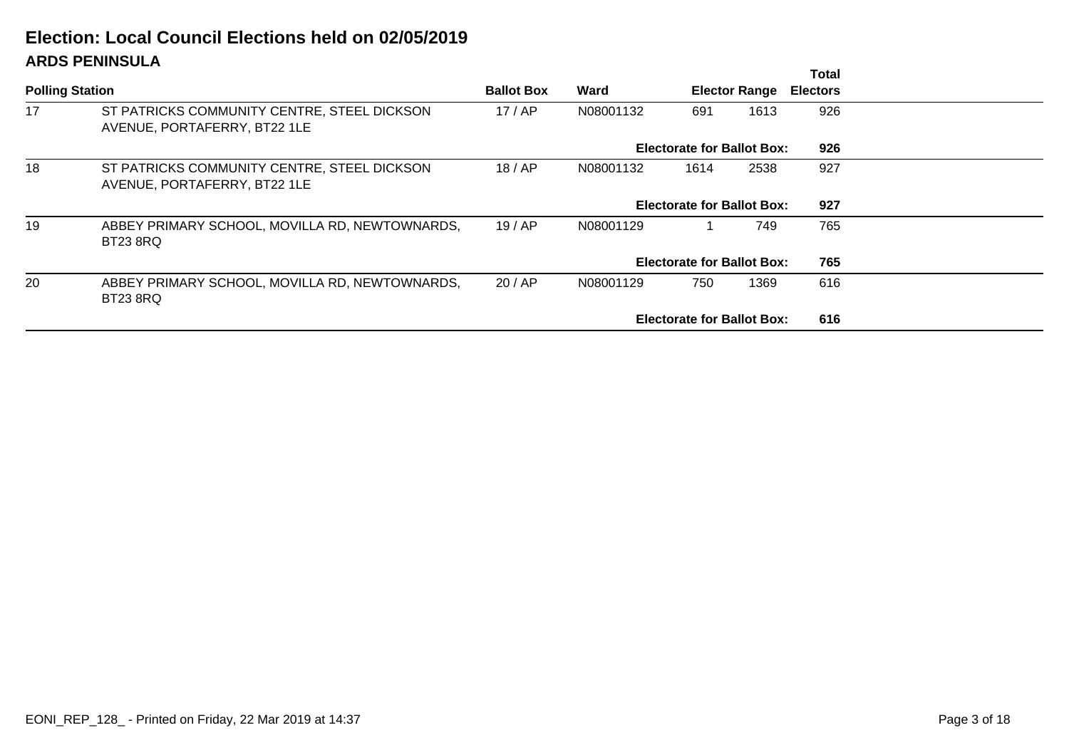# Election: Local Council Elections held on 02/05/2019

## ARDS PENINSULA

| Polling Station | | Ballot Box | Ward | Elector Range | | Total Electors |
|---|---|---|---|---|---|---|
| 17 | ST PATRICKS COMMUNITY CENTRE, STEEL DICKSON AVENUE, PORTAFERRY, BT22 1LE | 17 / AP | N08001132 | 691 | 1613 | 926 |
| | | | | **Electorate for Ballot Box:** | | **926** |
| 18 | ST PATRICKS COMMUNITY CENTRE, STEEL DICKSON AVENUE, PORTAFERRY, BT22 1LE | 18 / AP | N08001132 | 1614 | 2538 | 927 |
| | | | | **Electorate for Ballot Box:** | | **927** |
| 19 | ABBEY PRIMARY SCHOOL, MOVILLA RD, NEWTOWNARDS, BT23 8RQ | 19 / AP | N08001129 | 1 | 749 | 765 |
| | | | | **Electorate for Ballot Box:** | | **765** |
| 20 | ABBEY PRIMARY SCHOOL, MOVILLA RD, NEWTOWNARDS, BT23 8RQ | 20 / AP | N08001129 | 750 | 1369 | 616 |
| | | | | **Electorate for Ballot Box:** | | **616** |

EONI_REP_128_ - Printed on Friday, 22 Mar 2019 at 14:37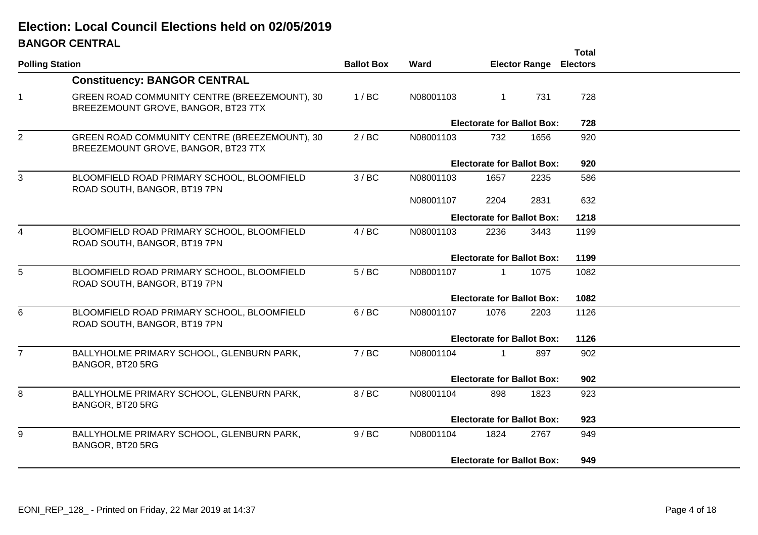# Election: Local Council Elections held on 02/05/2019

## BANGOR CENTRAL

| Polling Station | | Ballot Box | Ward | Elector Range | | Total Electors |
|---|---|---|---|---|---|---|
| | **Constituency: BANGOR CENTRAL** | | | | | |
| 1 | GREEN ROAD COMMUNITY CENTRE (BREEZEMOUNT), 30 BREEZEMOUNT GROVE, BANGOR, BT23 7TX | 1 / BC | N08001103 | 1 | 731 | 728 |
| | | | | **Electorate for Ballot Box:** | | **728** |
| 2 | GREEN ROAD COMMUNITY CENTRE (BREEZEMOUNT), 30 BREEZEMOUNT GROVE, BANGOR, BT23 7TX | 2 / BC | N08001103 | 732 | 1656 | 920 |
| | | | | **Electorate for Ballot Box:** | | **920** |
| 3 | BLOOMFIELD ROAD PRIMARY SCHOOL, BLOOMFIELD ROAD SOUTH, BANGOR, BT19 7PN | 3 / BC | N08001103 | 1657 | 2235 | 586 |
| | | | N08001107 | 2204 | 2831 | 632 |
| | | | | **Electorate for Ballot Box:** | | **1218** |
| 4 | BLOOMFIELD ROAD PRIMARY SCHOOL, BLOOMFIELD ROAD SOUTH, BANGOR, BT19 7PN | 4 / BC | N08001103 | 2236 | 3443 | 1199 |
| | | | | **Electorate for Ballot Box:** | | **1199** |
| 5 | BLOOMFIELD ROAD PRIMARY SCHOOL, BLOOMFIELD ROAD SOUTH, BANGOR, BT19 7PN | 5 / BC | N08001107 | 1 | 1075 | 1082 |
| | | | | **Electorate for Ballot Box:** | | **1082** |
| 6 | BLOOMFIELD ROAD PRIMARY SCHOOL, BLOOMFIELD ROAD SOUTH, BANGOR, BT19 7PN | 6 / BC | N08001107 | 1076 | 2203 | 1126 |
| | | | | **Electorate for Ballot Box:** | | **1126** |
| 7 | BALLYHOLME PRIMARY SCHOOL, GLENBURN PARK, BANGOR, BT20 5RG | 7 / BC | N08001104 | 1 | 897 | 902 |
| | | | | **Electorate for Ballot Box:** | | **902** |
| 8 | BALLYHOLME PRIMARY SCHOOL, GLENBURN PARK, BANGOR, BT20 5RG | 8 / BC | N08001104 | 898 | 1823 | 923 |
| | | | | **Electorate for Ballot Box:** | | **923** |
| 9 | BALLYHOLME PRIMARY SCHOOL, GLENBURN PARK, BANGOR, BT20 5RG | 9 / BC | N08001104 | 1824 | 2767 | 949 |
| | | | | **Electorate for Ballot Box:** | | **949** |

EONI_REP_128_ - Printed on Friday, 22 Mar 2019 at 14:37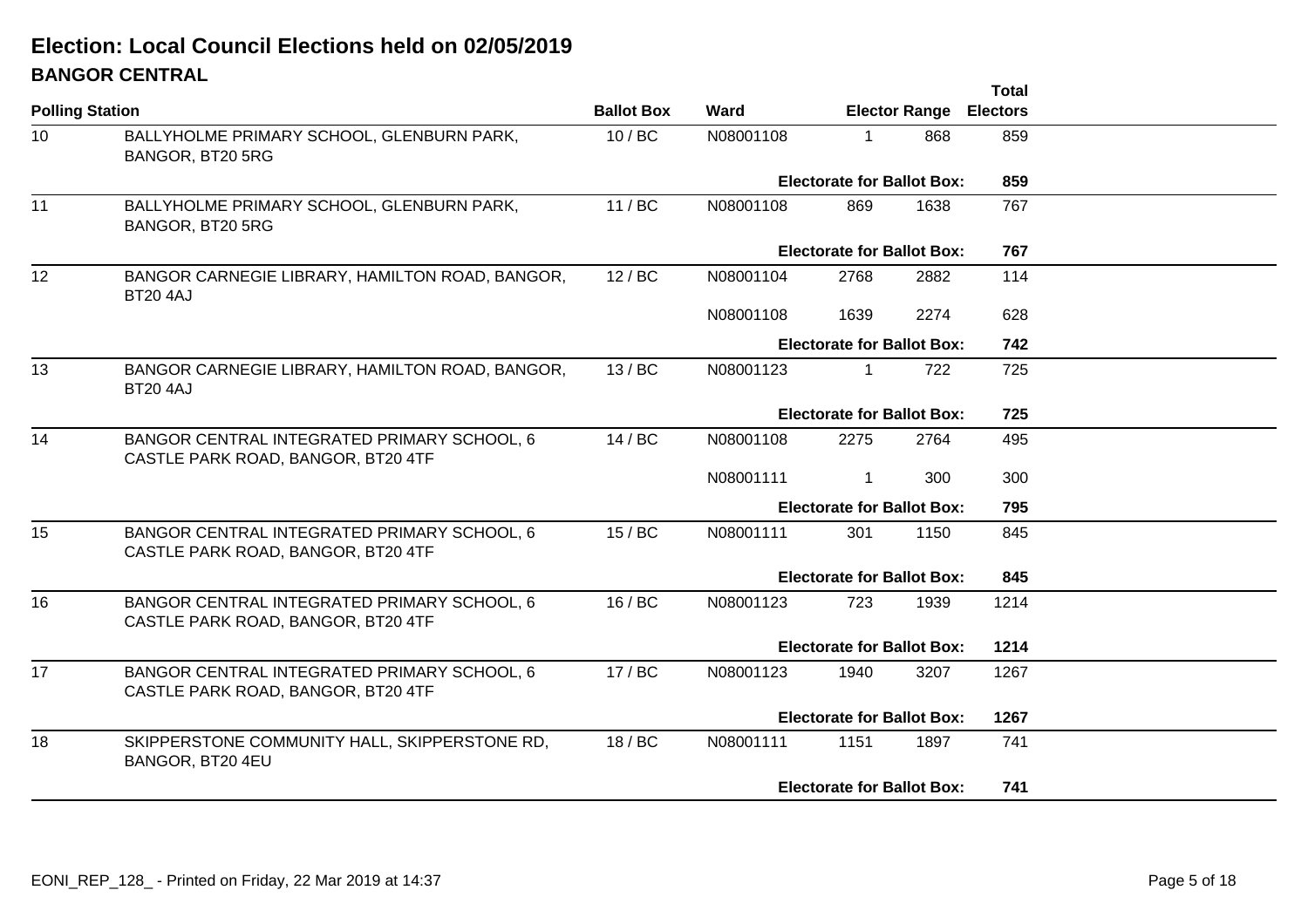# Election: Local Council Elections held on 02/05/2019

## BANGOR CENTRAL

| Polling Station | | Ballot Box | Ward | Elector Range | | Total Electors |
|---|---|---|---|---|---|---|
| 10 | BALLYHOLME PRIMARY SCHOOL, GLENBURN PARK, BANGOR, BT20 5RG | 10 / BC | N08001108 | 1 | 868 | 859 |
| | | | | **Electorate for Ballot Box:** | | **859** |
| 11 | BALLYHOLME PRIMARY SCHOOL, GLENBURN PARK, BANGOR, BT20 5RG | 11 / BC | N08001108 | 869 | 1638 | 767 |
| | | | | **Electorate for Ballot Box:** | | **767** |
| 12 | BANGOR CARNEGIE LIBRARY, HAMILTON ROAD, BANGOR, BT20 4AJ | 12 / BC | N08001104 | 2768 | 2882 | 114 |
| | | | N08001108 | 1639 | 2274 | 628 |
| | | | | **Electorate for Ballot Box:** | | **742** |
| 13 | BANGOR CARNEGIE LIBRARY, HAMILTON ROAD, BANGOR, BT20 4AJ | 13 / BC | N08001123 | 1 | 722 | 725 |
| | | | | **Electorate for Ballot Box:** | | **725** |
| 14 | BANGOR CENTRAL INTEGRATED PRIMARY SCHOOL, 6 CASTLE PARK ROAD, BANGOR, BT20 4TF | 14 / BC | N08001108 | 2275 | 2764 | 495 |
| | | | N08001111 | 1 | 300 | 300 |
| | | | | **Electorate for Ballot Box:** | | **795** |
| 15 | BANGOR CENTRAL INTEGRATED PRIMARY SCHOOL, 6 CASTLE PARK ROAD, BANGOR, BT20 4TF | 15 / BC | N08001111 | 301 | 1150 | 845 |
| | | | | **Electorate for Ballot Box:** | | **845** |
| 16 | BANGOR CENTRAL INTEGRATED PRIMARY SCHOOL, 6 CASTLE PARK ROAD, BANGOR, BT20 4TF | 16 / BC | N08001123 | 723 | 1939 | 1214 |
| | | | | **Electorate for Ballot Box:** | | **1214** |
| 17 | BANGOR CENTRAL INTEGRATED PRIMARY SCHOOL, 6 CASTLE PARK ROAD, BANGOR, BT20 4TF | 17 / BC | N08001123 | 1940 | 3207 | 1267 |
| | | | | **Electorate for Ballot Box:** | | **1267** |
| 18 | SKIPPERSTONE COMMUNITY HALL, SKIPPERSTONE RD, BANGOR, BT20 4EU | 18 / BC | N08001111 | 1151 | 1897 | 741 |
| | | | | **Electorate for Ballot Box:** | | **741** |

EONI_REP_128_ - Printed on Friday, 22 Mar 2019 at 14:37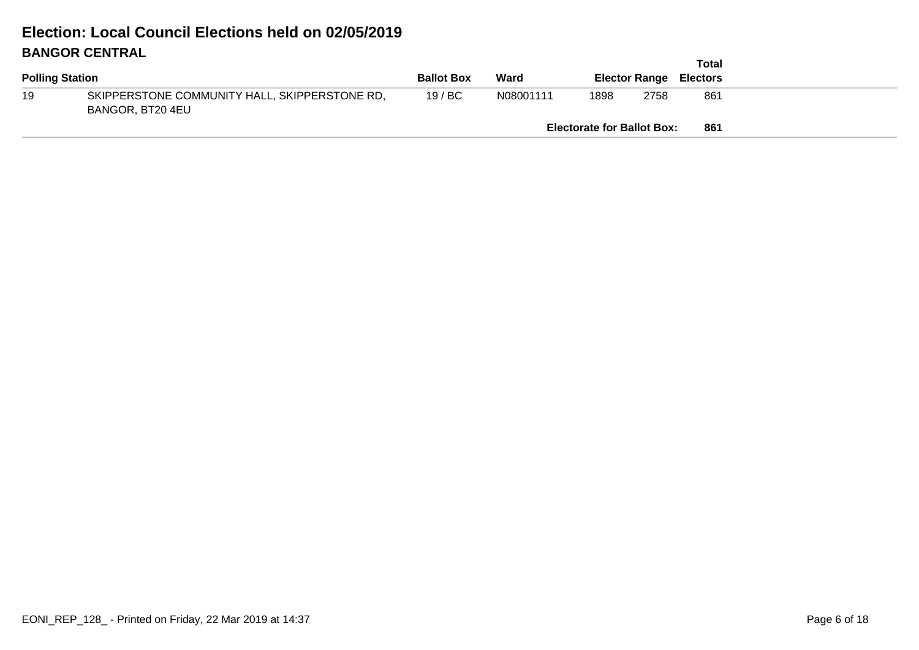# Election: Local Council Elections held on 02/05/2019

## BANGOR CENTRAL

| Polling Station | | Ballot Box | Ward | Elector Range | | Total Electors |
|---|---|---|---|---|---|---|
| 19 | SKIPPERSTONE COMMUNITY HALL, SKIPPERSTONE RD, BANGOR, BT20 4EU | 19 / BC | N08001111 | 1898 | 2758 | 861 |
| | | | | **Electorate for Ballot Box:** | | **861** |

EONI_REP_128_ - Printed on Friday, 22 Mar 2019 at 14:37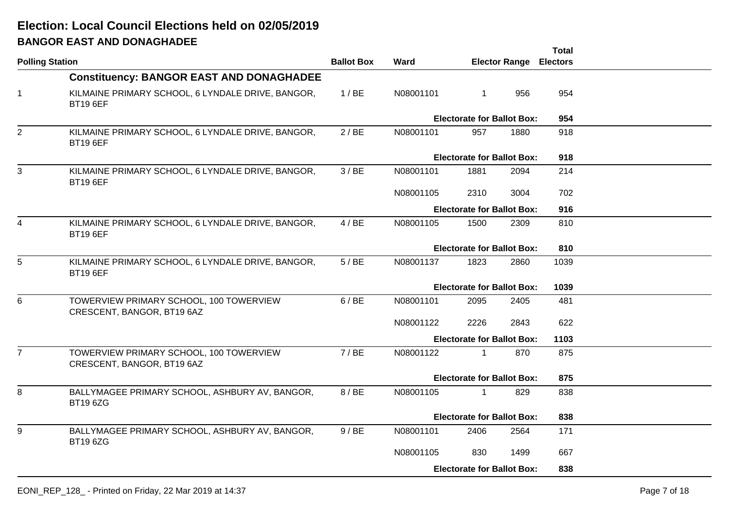# Election: Local Council Elections held on 02/05/2019

## BANGOR EAST AND DONAGHADEE

| Polling Station | | Ballot Box | Ward | Elector Range | | Total Electors |
|---|---|---|---|---|---|---|
| | **Constituency: BANGOR EAST AND DONAGHADEE** | | | | | |
| 1 | KILMAINE PRIMARY SCHOOL, 6 LYNDALE DRIVE, BANGOR, BT19 6EF | 1 / BE | N08001101 | 1 | 956 | 954 |
| | | | | **Electorate for Ballot Box:** | | **954** |
| 2 | KILMAINE PRIMARY SCHOOL, 6 LYNDALE DRIVE, BANGOR, BT19 6EF | 2 / BE | N08001101 | 957 | 1880 | 918 |
| | | | | **Electorate for Ballot Box:** | | **918** |
| 3 | KILMAINE PRIMARY SCHOOL, 6 LYNDALE DRIVE, BANGOR, BT19 6EF | 3 / BE | N08001101 | 1881 | 2094 | 214 |
| | | | N08001105 | 2310 | 3004 | 702 |
| | | | | **Electorate for Ballot Box:** | | **916** |
| 4 | KILMAINE PRIMARY SCHOOL, 6 LYNDALE DRIVE, BANGOR, BT19 6EF | 4 / BE | N08001105 | 1500 | 2309 | 810 |
| | | | | **Electorate for Ballot Box:** | | **810** |
| 5 | KILMAINE PRIMARY SCHOOL, 6 LYNDALE DRIVE, BANGOR, BT19 6EF | 5 / BE | N08001137 | 1823 | 2860 | 1039 |
| | | | | **Electorate for Ballot Box:** | | **1039** |
| 6 | TOWERVIEW PRIMARY SCHOOL, 100 TOWERVIEW CRESCENT, BANGOR, BT19 6AZ | 6 / BE | N08001101 | 2095 | 2405 | 481 |
| | | | N08001122 | 2226 | 2843 | 622 |
| | | | | **Electorate for Ballot Box:** | | **1103** |
| 7 | TOWERVIEW PRIMARY SCHOOL, 100 TOWERVIEW CRESCENT, BANGOR, BT19 6AZ | 7 / BE | N08001122 | 1 | 870 | 875 |
| | | | | **Electorate for Ballot Box:** | | **875** |
| 8 | BALLYMAGEE PRIMARY SCHOOL, ASHBURY AV, BANGOR, BT19 6ZG | 8 / BE | N08001105 | 1 | 829 | 838 |
| | | | | **Electorate for Ballot Box:** | | **838** |
| 9 | BALLYMAGEE PRIMARY SCHOOL, ASHBURY AV, BANGOR, BT19 6ZG | 9 / BE | N08001101 | 2406 | 2564 | 171 |
| | | | N08001105 | 830 | 1499 | 667 |
| | | | | **Electorate for Ballot Box:** | | **838** |

EONI_REP_128_ - Printed on Friday, 22 Mar 2019 at 14:37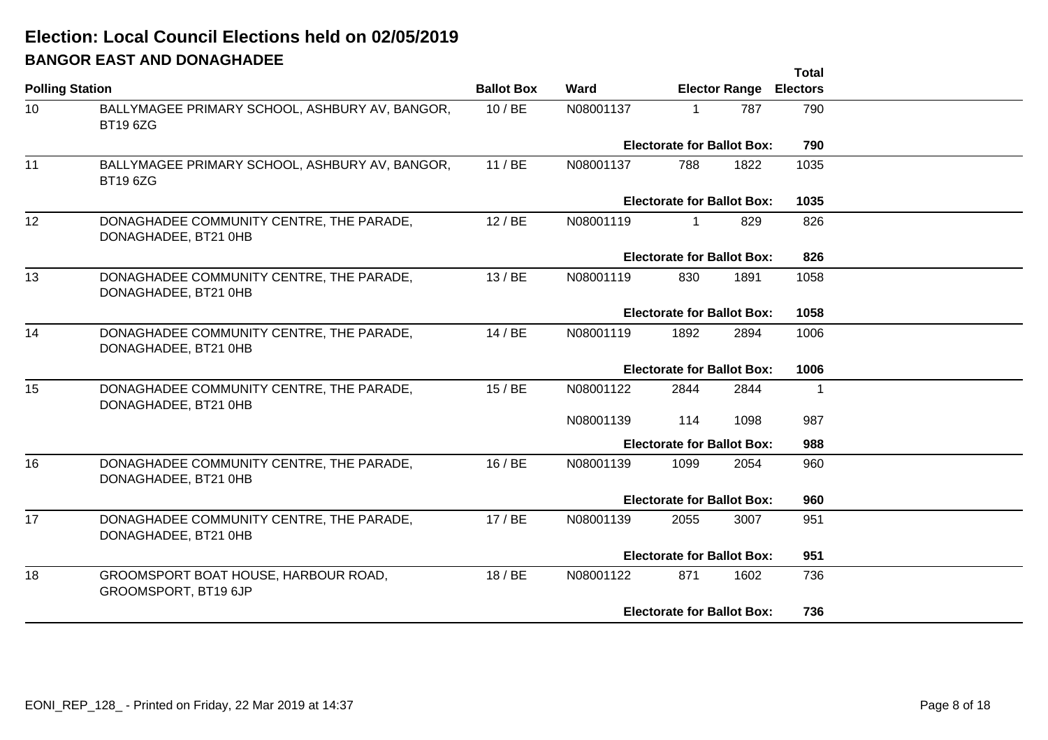# Election: Local Council Elections held on 02/05/2019

## BANGOR EAST AND DONAGHADEE

| Polling Station | | Ballot Box | Ward | Elector Range | | Total Electors |
|---|---|---|---|---|---|---|
| 10 | BALLYMAGEE PRIMARY SCHOOL, ASHBURY AV, BANGOR, BT19 6ZG | 10 / BE | N08001137 | 1 | 787 | 790 |
| | | | | **Electorate for Ballot Box:** | | **790** |
| 11 | BALLYMAGEE PRIMARY SCHOOL, ASHBURY AV, BANGOR, BT19 6ZG | 11 / BE | N08001137 | 788 | 1822 | 1035 |
| | | | | **Electorate for Ballot Box:** | | **1035** |
| 12 | DONAGHADEE COMMUNITY CENTRE, THE PARADE, DONAGHADEE, BT21 0HB | 12 / BE | N08001119 | 1 | 829 | 826 |
| | | | | **Electorate for Ballot Box:** | | **826** |
| 13 | DONAGHADEE COMMUNITY CENTRE, THE PARADE, DONAGHADEE, BT21 0HB | 13 / BE | N08001119 | 830 | 1891 | 1058 |
| | | | | **Electorate for Ballot Box:** | | **1058** |
| 14 | DONAGHADEE COMMUNITY CENTRE, THE PARADE, DONAGHADEE, BT21 0HB | 14 / BE | N08001119 | 1892 | 2894 | 1006 |
| | | | | **Electorate for Ballot Box:** | | **1006** |
| 15 | DONAGHADEE COMMUNITY CENTRE, THE PARADE, DONAGHADEE, BT21 0HB | 15 / BE | N08001122 | 2844 | 2844 | 1 |
| | | | N08001139 | 114 | 1098 | 987 |
| | | | | **Electorate for Ballot Box:** | | **988** |
| 16 | DONAGHADEE COMMUNITY CENTRE, THE PARADE, DONAGHADEE, BT21 0HB | 16 / BE | N08001139 | 1099 | 2054 | 960 |
| | | | | **Electorate for Ballot Box:** | | **960** |
| 17 | DONAGHADEE COMMUNITY CENTRE, THE PARADE, DONAGHADEE, BT21 0HB | 17 / BE | N08001139 | 2055 | 3007 | 951 |
| | | | | **Electorate for Ballot Box:** | | **951** |
| 18 | GROOMSPORT BOAT HOUSE, HARBOUR ROAD, GROOMSPORT, BT19 6JP | 18 / BE | N08001122 | 871 | 1602 | 736 |
| | | | | **Electorate for Ballot Box:** | | **736** |

EONI_REP_128_ - Printed on Friday, 22 Mar 2019 at 14:37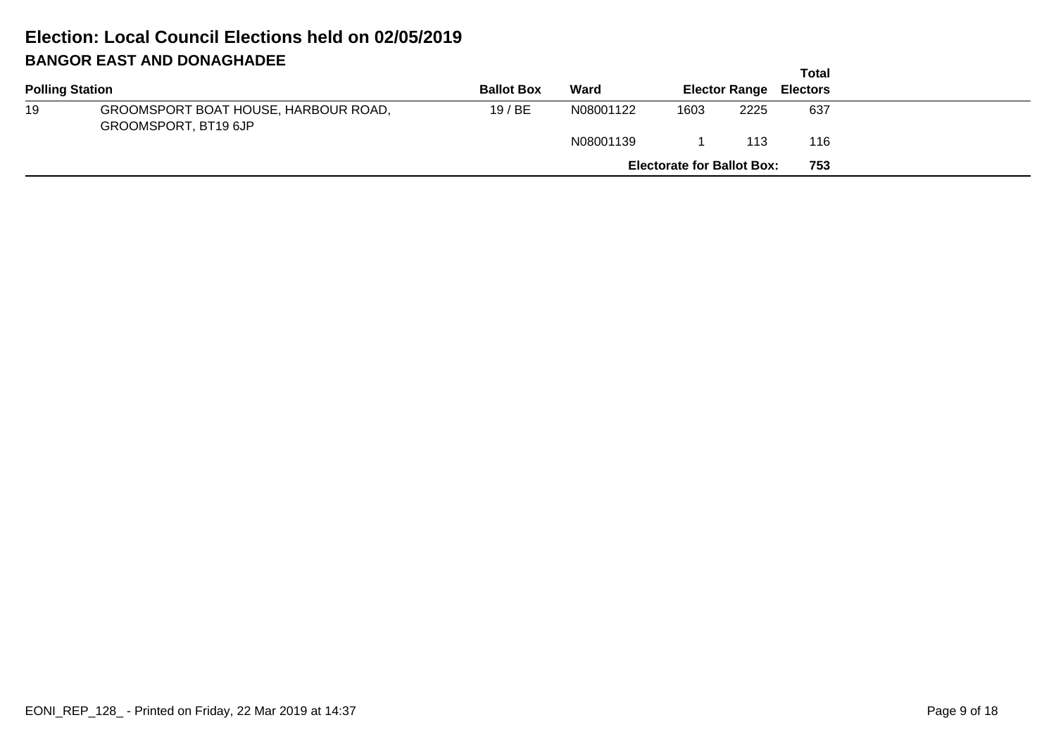# Election: Local Council Elections held on 02/05/2019

## BANGOR EAST AND DONAGHADEE

| Polling Station | | Ballot Box | Ward | Elector Range | | Total Electors |
|---|---|---|---|---|---|---|
| 19 | GROOMSPORT BOAT HOUSE, HARBOUR ROAD, GROOMSPORT, BT19 6JP | 19 / BE | N08001122 | 1603 | 2225 | 637 |
| | | | N08001139 | 1 | 113 | 116 |
| | | | | **Electorate for Ballot Box:** | | **753** |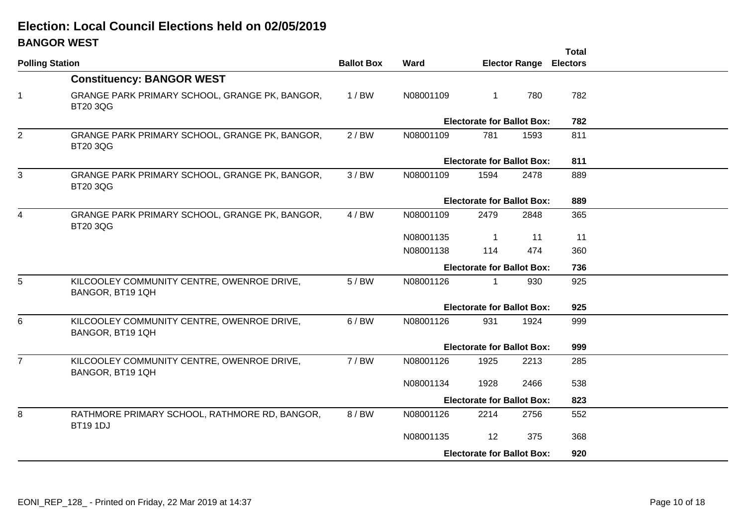# Election: Local Council Elections held on 02/05/2019

## BANGOR WEST

| Polling Station | | Ballot Box | Ward | Elector Range | | Total Electors |
|---|---|---|---|---|---|---|
| | **Constituency: BANGOR WEST** | | | | | |
| 1 | GRANGE PARK PRIMARY SCHOOL, GRANGE PK, BANGOR, BT20 3QG | 1 / BW | N08001109 | 1 | 780 | 782 |
| | | | **Electorate for Ballot Box:** | | | **782** |
| 2 | GRANGE PARK PRIMARY SCHOOL, GRANGE PK, BANGOR, BT20 3QG | 2 / BW | N08001109 | 781 | 1593 | 811 |
| | | | **Electorate for Ballot Box:** | | | **811** |
| 3 | GRANGE PARK PRIMARY SCHOOL, GRANGE PK, BANGOR, BT20 3QG | 3 / BW | N08001109 | 1594 | 2478 | 889 |
| | | | **Electorate for Ballot Box:** | | | **889** |
| 4 | GRANGE PARK PRIMARY SCHOOL, GRANGE PK, BANGOR, BT20 3QG | 4 / BW | N08001109 | 2479 | 2848 | 365 |
| | | | N08001135 | 1 | 11 | 11 |
| | | | N08001138 | 114 | 474 | 360 |
| | | | **Electorate for Ballot Box:** | | | **736** |
| 5 | KILCOOLEY COMMUNITY CENTRE, OWENROE DRIVE, BANGOR, BT19 1QH | 5 / BW | N08001126 | 1 | 930 | 925 |
| | | | **Electorate for Ballot Box:** | | | **925** |
| 6 | KILCOOLEY COMMUNITY CENTRE, OWENROE DRIVE, BANGOR, BT19 1QH | 6 / BW | N08001126 | 931 | 1924 | 999 |
| | | | **Electorate for Ballot Box:** | | | **999** |
| 7 | KILCOOLEY COMMUNITY CENTRE, OWENROE DRIVE, BANGOR, BT19 1QH | 7 / BW | N08001126 | 1925 | 2213 | 285 |
| | | | N08001134 | 1928 | 2466 | 538 |
| | | | **Electorate for Ballot Box:** | | | **823** |
| 8 | RATHMORE PRIMARY SCHOOL, RATHMORE RD, BANGOR, BT19 1DJ | 8 / BW | N08001126 | 2214 | 2756 | 552 |
| | | | N08001135 | 12 | 375 | 368 |
| | | | **Electorate for Ballot Box:** | | | **920** |

EONI_REP_128_ - Printed on Friday, 22 Mar 2019 at 14:37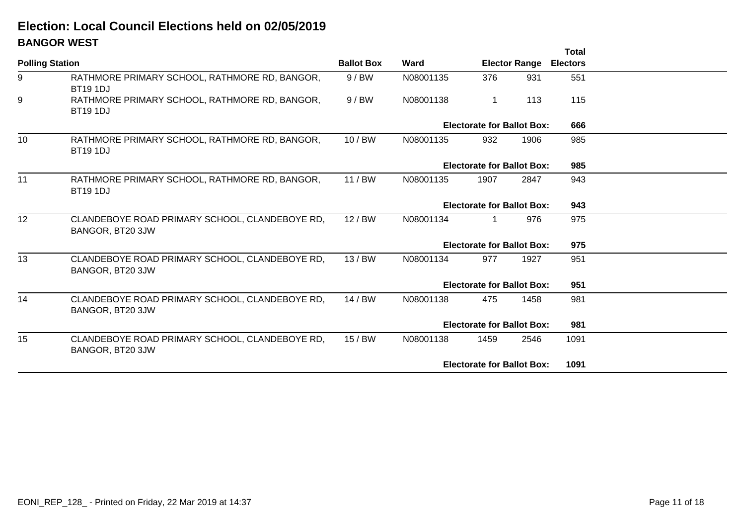# Election: Local Council Elections held on 02/05/2019

## BANGOR WEST

| Polling Station | | Ballot Box | Ward | Elector Range | | Total Electors |
|---|---|---|---|---|---|---|
| 9 | RATHMORE PRIMARY SCHOOL, RATHMORE RD, BANGOR, BT19 1DJ | 9 / BW | N08001135 | 376 | 931 | 551 |
| 9 | RATHMORE PRIMARY SCHOOL, RATHMORE RD, BANGOR, BT19 1DJ | 9 / BW | N08001138 | 1 | 113 | 115 |
| | | | | **Electorate for Ballot Box:** | | **666** |
| 10 | RATHMORE PRIMARY SCHOOL, RATHMORE RD, BANGOR, BT19 1DJ | 10 / BW | N08001135 | 932 | 1906 | 985 |
| | | | | **Electorate for Ballot Box:** | | **985** |
| 11 | RATHMORE PRIMARY SCHOOL, RATHMORE RD, BANGOR, BT19 1DJ | 11 / BW | N08001135 | 1907 | 2847 | 943 |
| | | | | **Electorate for Ballot Box:** | | **943** |
| 12 | CLANDEBOYE ROAD PRIMARY SCHOOL, CLANDEBOYE RD, BANGOR, BT20 3JW | 12 / BW | N08001134 | 1 | 976 | 975 |
| | | | | **Electorate for Ballot Box:** | | **975** |
| 13 | CLANDEBOYE ROAD PRIMARY SCHOOL, CLANDEBOYE RD, BANGOR, BT20 3JW | 13 / BW | N08001134 | 977 | 1927 | 951 |
| | | | | **Electorate for Ballot Box:** | | **951** |
| 14 | CLANDEBOYE ROAD PRIMARY SCHOOL, CLANDEBOYE RD, BANGOR, BT20 3JW | 14 / BW | N08001138 | 475 | 1458 | 981 |
| | | | | **Electorate for Ballot Box:** | | **981** |
| 15 | CLANDEBOYE ROAD PRIMARY SCHOOL, CLANDEBOYE RD, BANGOR, BT20 3JW | 15 / BW | N08001138 | 1459 | 2546 | 1091 |
| | | | | **Electorate for Ballot Box:** | | **1091** |

EONI_REP_128_ - Printed on Friday, 22 Mar 2019 at 14:37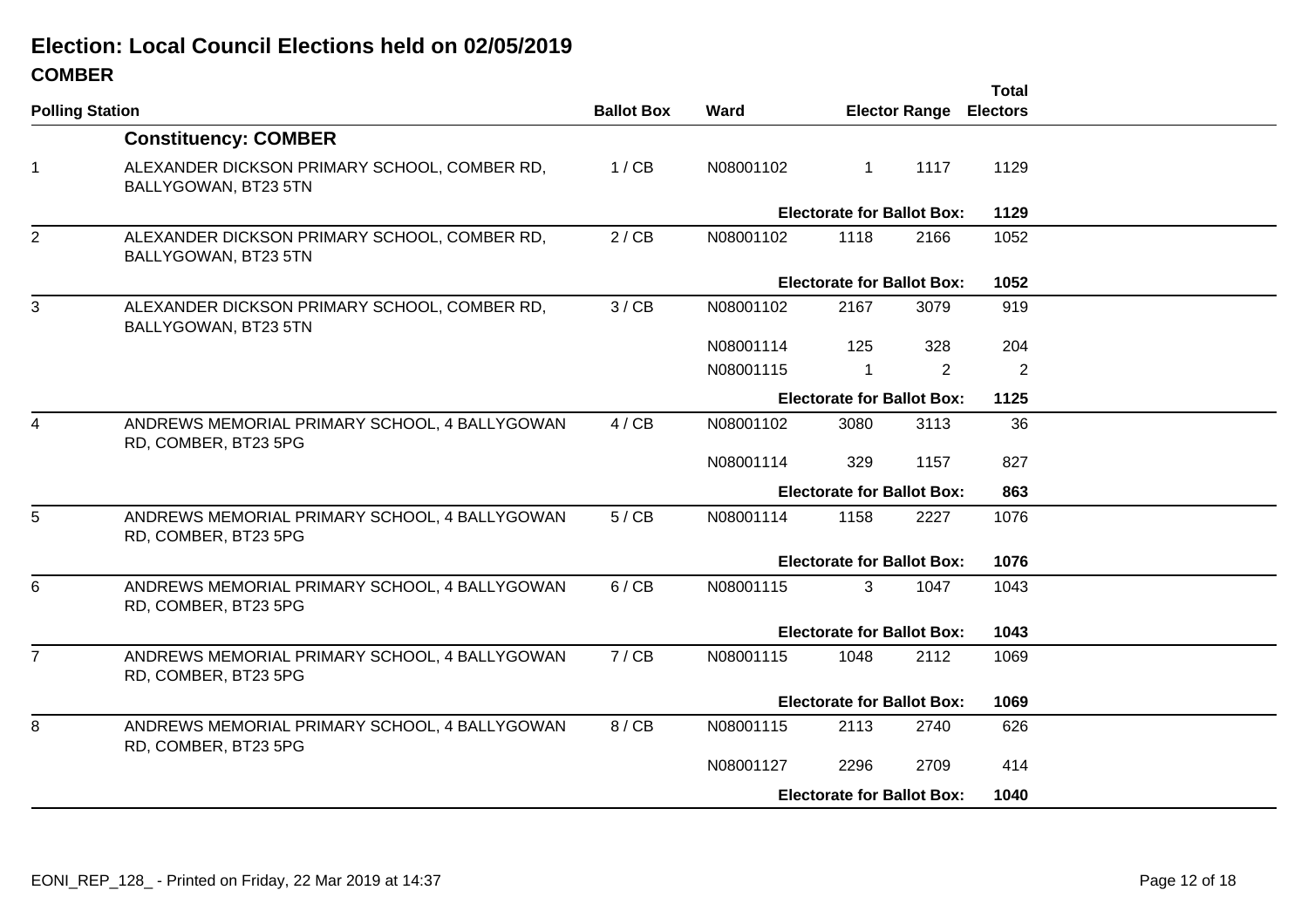# Election: Local Council Elections held on 02/05/2019

## COMBER

| Polling Station | | Ballot Box | Ward | Elector Range | | Total Electors |
|---|---|---|---|---|---|---|
| | **Constituency: COMBER** | | | | | |
| 1 | ALEXANDER DICKSON PRIMARY SCHOOL, COMBER RD, BALLYGOWAN, BT23 5TN | 1 / CB | N08001102 | 1 | 1117 | 1129 |
| | | | **Electorate for Ballot Box:** | | | **1129** |
| 2 | ALEXANDER DICKSON PRIMARY SCHOOL, COMBER RD, BALLYGOWAN, BT23 5TN | 2 / CB | N08001102 | 1118 | 2166 | 1052 |
| | | | **Electorate for Ballot Box:** | | | **1052** |
| 3 | ALEXANDER DICKSON PRIMARY SCHOOL, COMBER RD, BALLYGOWAN, BT23 5TN | 3 / CB | N08001102 | 2167 | 3079 | 919 |
| | | | N08001114 | 125 | 328 | 204 |
| | | | N08001115 | 1 | 2 | 2 |
| | | | **Electorate for Ballot Box:** | | | **1125** |
| 4 | ANDREWS MEMORIAL PRIMARY SCHOOL, 4 BALLYGOWAN RD, COMBER, BT23 5PG | 4 / CB | N08001102 | 3080 | 3113 | 36 |
| | | | N08001114 | 329 | 1157 | 827 |
| | | | **Electorate for Ballot Box:** | | | **863** |
| 5 | ANDREWS MEMORIAL PRIMARY SCHOOL, 4 BALLYGOWAN RD, COMBER, BT23 5PG | 5 / CB | N08001114 | 1158 | 2227 | 1076 |
| | | | **Electorate for Ballot Box:** | | | **1076** |
| 6 | ANDREWS MEMORIAL PRIMARY SCHOOL, 4 BALLYGOWAN RD, COMBER, BT23 5PG | 6 / CB | N08001115 | 3 | 1047 | 1043 |
| | | | **Electorate for Ballot Box:** | | | **1043** |
| 7 | ANDREWS MEMORIAL PRIMARY SCHOOL, 4 BALLYGOWAN RD, COMBER, BT23 5PG | 7 / CB | N08001115 | 1048 | 2112 | 1069 |
| | | | **Electorate for Ballot Box:** | | | **1069** |
| 8 | ANDREWS MEMORIAL PRIMARY SCHOOL, 4 BALLYGOWAN RD, COMBER, BT23 5PG | 8 / CB | N08001115 | 2113 | 2740 | 626 |
| | | | N08001127 | 2296 | 2709 | 414 |
| | | | **Electorate for Ballot Box:** | | | **1040** |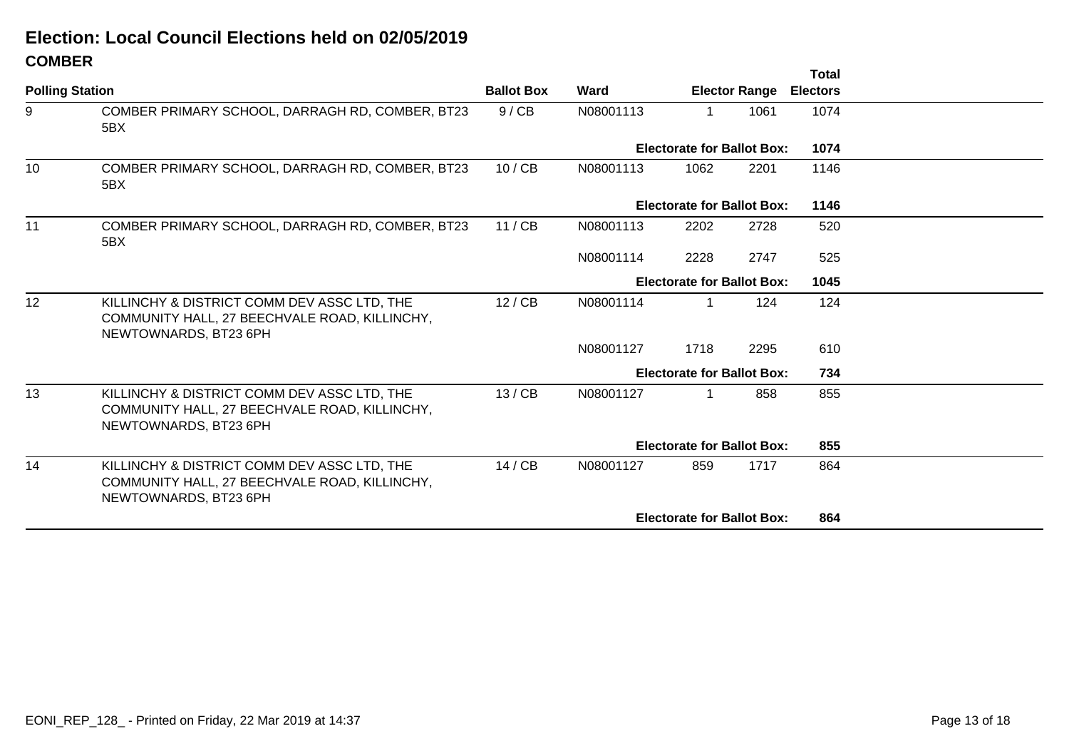# Election: Local Council Elections held on 02/05/2019

## COMBER

| Polling Station | | Ballot Box | Ward | Elector Range | | Total Electors |
|---|---|---|---|---|---|---|
| 9 | COMBER PRIMARY SCHOOL, DARRAGH RD, COMBER, BT23 5BX | 9 / CB | N08001113 | 1 | 1061 | 1074 |
| | | | **Electorate for Ballot Box:** | | | **1074** |
| 10 | COMBER PRIMARY SCHOOL, DARRAGH RD, COMBER, BT23 5BX | 10 / CB | N08001113 | 1062 | 2201 | 1146 |
| | | | **Electorate for Ballot Box:** | | | **1146** |
| 11 | COMBER PRIMARY SCHOOL, DARRAGH RD, COMBER, BT23 5BX | 11 / CB | N08001113 | 2202 | 2728 | 520 |
| | | | N08001114 | 2228 | 2747 | 525 |
| | | | **Electorate for Ballot Box:** | | | **1045** |
| 12 | KILLINCHY & DISTRICT COMM DEV ASSC LTD, THE COMMUNITY HALL, 27 BEECHVALE ROAD, KILLINCHY, NEWTOWNARDS, BT23 6PH | 12 / CB | N08001114 | 1 | 124 | 124 |
| | | | N08001127 | 1718 | 2295 | 610 |
| | | | **Electorate for Ballot Box:** | | | **734** |
| 13 | KILLINCHY & DISTRICT COMM DEV ASSC LTD, THE COMMUNITY HALL, 27 BEECHVALE ROAD, KILLINCHY, NEWTOWNARDS, BT23 6PH | 13 / CB | N08001127 | 1 | 858 | 855 |
| | | | **Electorate for Ballot Box:** | | | **855** |
| 14 | KILLINCHY & DISTRICT COMM DEV ASSC LTD, THE COMMUNITY HALL, 27 BEECHVALE ROAD, KILLINCHY, NEWTOWNARDS, BT23 6PH | 14 / CB | N08001127 | 859 | 1717 | 864 |
| | | | **Electorate for Ballot Box:** | | | **864** |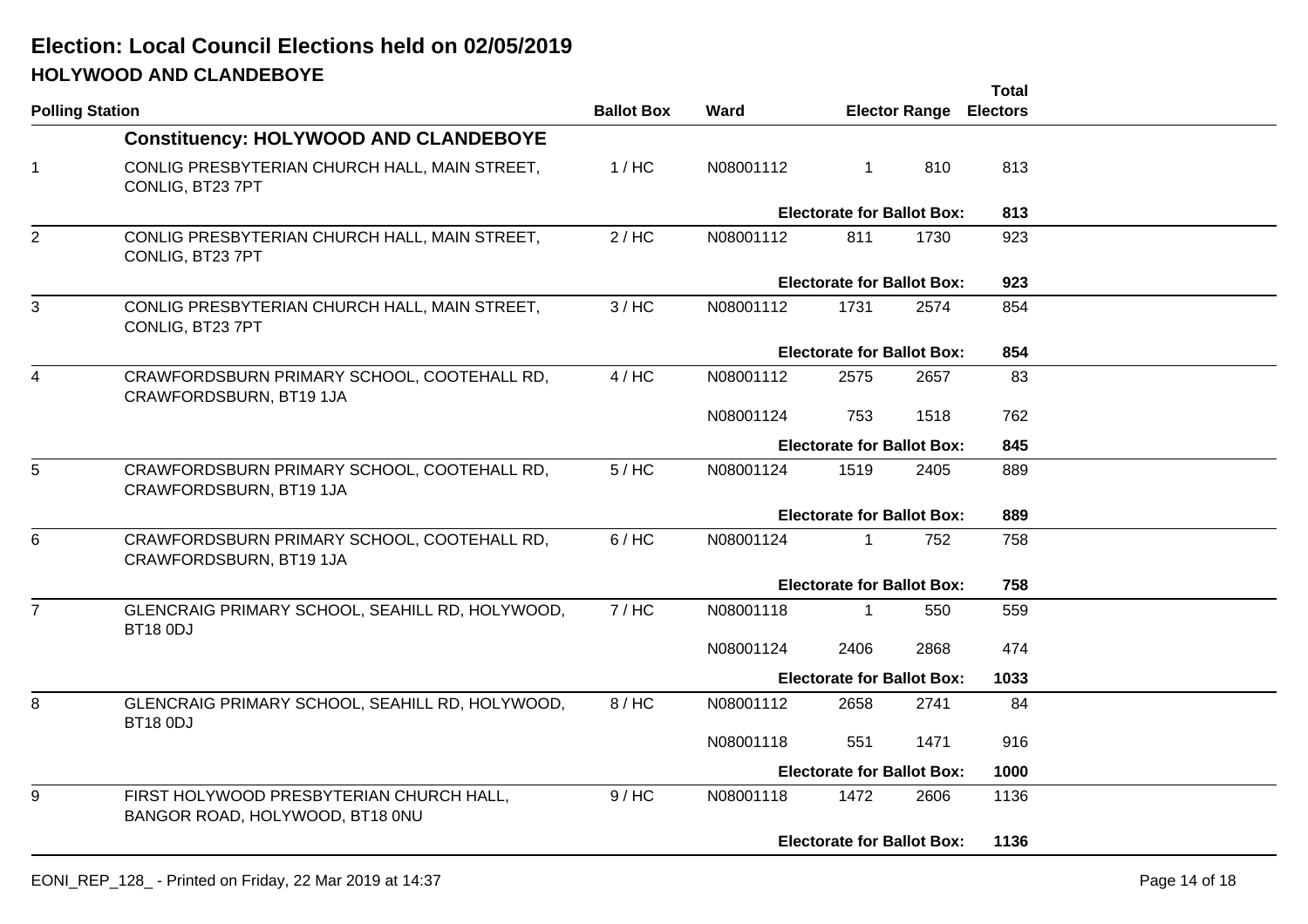# Election: Local Council Elections held on 02/05/2019

## HOLYWOOD AND CLANDEBOYE

| Polling Station | | Ballot Box | Ward | Elector Range | | Total Electors |
|---|---|---|---|---|---|---|
| | **Constituency: HOLYWOOD AND CLANDEBOYE** | | | | | |
| 1 | CONLIG PRESBYTERIAN CHURCH HALL, MAIN STREET, CONLIG, BT23 7PT | 1 / HC | N08001112 | 1 | 810 | 813 |
| | | | | **Electorate for Ballot Box:** | | **813** |
| 2 | CONLIG PRESBYTERIAN CHURCH HALL, MAIN STREET, CONLIG, BT23 7PT | 2 / HC | N08001112 | 811 | 1730 | 923 |
| | | | | **Electorate for Ballot Box:** | | **923** |
| 3 | CONLIG PRESBYTERIAN CHURCH HALL, MAIN STREET, CONLIG, BT23 7PT | 3 / HC | N08001112 | 1731 | 2574 | 854 |
| | | | | **Electorate for Ballot Box:** | | **854** |
| 4 | CRAWFORDSBURN PRIMARY SCHOOL, COOTEHALL RD, CRAWFORDSBURN, BT19 1JA | 4 / HC | N08001112 | 2575 | 2657 | 83 |
| | | | N08001124 | 753 | 1518 | 762 |
| | | | | **Electorate for Ballot Box:** | | **845** |
| 5 | CRAWFORDSBURN PRIMARY SCHOOL, COOTEHALL RD, CRAWFORDSBURN, BT19 1JA | 5 / HC | N08001124 | 1519 | 2405 | 889 |
| | | | | **Electorate for Ballot Box:** | | **889** |
| 6 | CRAWFORDSBURN PRIMARY SCHOOL, COOTEHALL RD, CRAWFORDSBURN, BT19 1JA | 6 / HC | N08001124 | 1 | 752 | 758 |
| | | | | **Electorate for Ballot Box:** | | **758** |
| 7 | GLENCRAIG PRIMARY SCHOOL, SEAHILL RD, HOLYWOOD, BT18 0DJ | 7 / HC | N08001118 | 1 | 550 | 559 |
| | | | N08001124 | 2406 | 2868 | 474 |
| | | | | **Electorate for Ballot Box:** | | **1033** |
| 8 | GLENCRAIG PRIMARY SCHOOL, SEAHILL RD, HOLYWOOD, BT18 0DJ | 8 / HC | N08001112 | 2658 | 2741 | 84 |
| | | | N08001118 | 551 | 1471 | 916 |
| | | | | **Electorate for Ballot Box:** | | **1000** |
| 9 | FIRST HOLYWOOD PRESBYTERIAN CHURCH HALL, BANGOR ROAD, HOLYWOOD, BT18 0NU | 9 / HC | N08001118 | 1472 | 2606 | 1136 |
| | | | | **Electorate for Ballot Box:** | | **1136** |

EONI_REP_128_ - Printed on Friday, 22 Mar 2019 at 14:37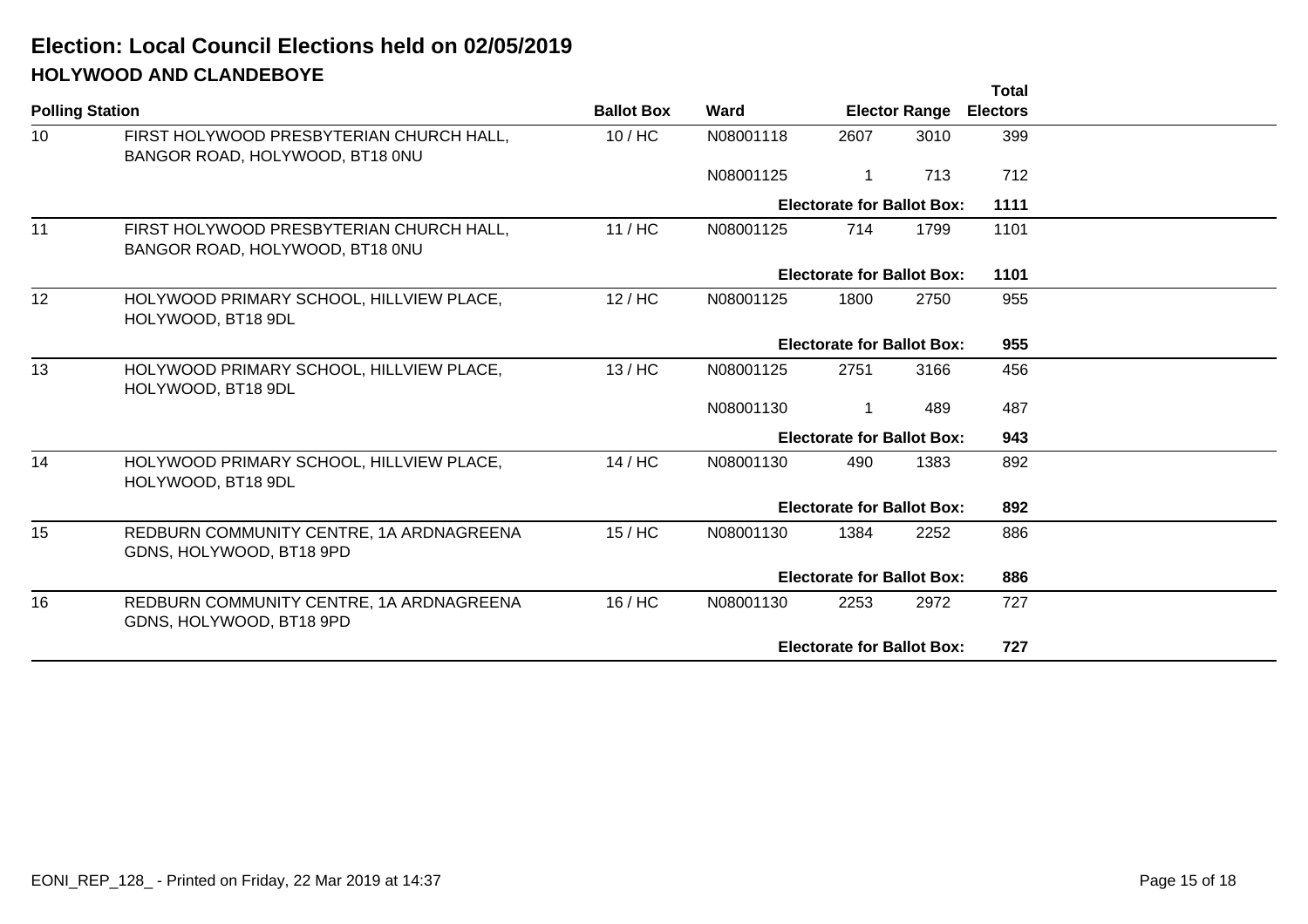# Election: Local Council Elections held on 02/05/2019

## HOLYWOOD AND CLANDEBOYE

| Polling Station | | Ballot Box | Ward | Elector Range | | Total Electors |
|---|---|---|---|---|---|---|
| 10 | FIRST HOLYWOOD PRESBYTERIAN CHURCH HALL, BANGOR ROAD, HOLYWOOD, BT18 0NU | 10 / HC | N08001118 | 2607 | 3010 | 399 |
| | | | N08001125 | 1 | 713 | 712 |
| | | | **Electorate for Ballot Box:** | | | **1111** |
| 11 | FIRST HOLYWOOD PRESBYTERIAN CHURCH HALL, BANGOR ROAD, HOLYWOOD, BT18 0NU | 11 / HC | N08001125 | 714 | 1799 | 1101 |
| | | | **Electorate for Ballot Box:** | | | **1101** |
| 12 | HOLYWOOD PRIMARY SCHOOL, HILLVIEW PLACE, HOLYWOOD, BT18 9DL | 12 / HC | N08001125 | 1800 | 2750 | 955 |
| | | | **Electorate for Ballot Box:** | | | **955** |
| 13 | HOLYWOOD PRIMARY SCHOOL, HILLVIEW PLACE, HOLYWOOD, BT18 9DL | 13 / HC | N08001125 | 2751 | 3166 | 456 |
| | | | N08001130 | 1 | 489 | 487 |
| | | | **Electorate for Ballot Box:** | | | **943** |
| 14 | HOLYWOOD PRIMARY SCHOOL, HILLVIEW PLACE, HOLYWOOD, BT18 9DL | 14 / HC | N08001130 | 490 | 1383 | 892 |
| | | | **Electorate for Ballot Box:** | | | **892** |
| 15 | REDBURN COMMUNITY CENTRE, 1A ARDNAGREENA GDNS, HOLYWOOD, BT18 9PD | 15 / HC | N08001130 | 1384 | 2252 | 886 |
| | | | **Electorate for Ballot Box:** | | | **886** |
| 16 | REDBURN COMMUNITY CENTRE, 1A ARDNAGREENA GDNS, HOLYWOOD, BT18 9PD | 16 / HC | N08001130 | 2253 | 2972 | 727 |
| | | | **Electorate for Ballot Box:** | | | **727** |

EONI_REP_128_ - Printed on Friday, 22 Mar 2019 at 14:37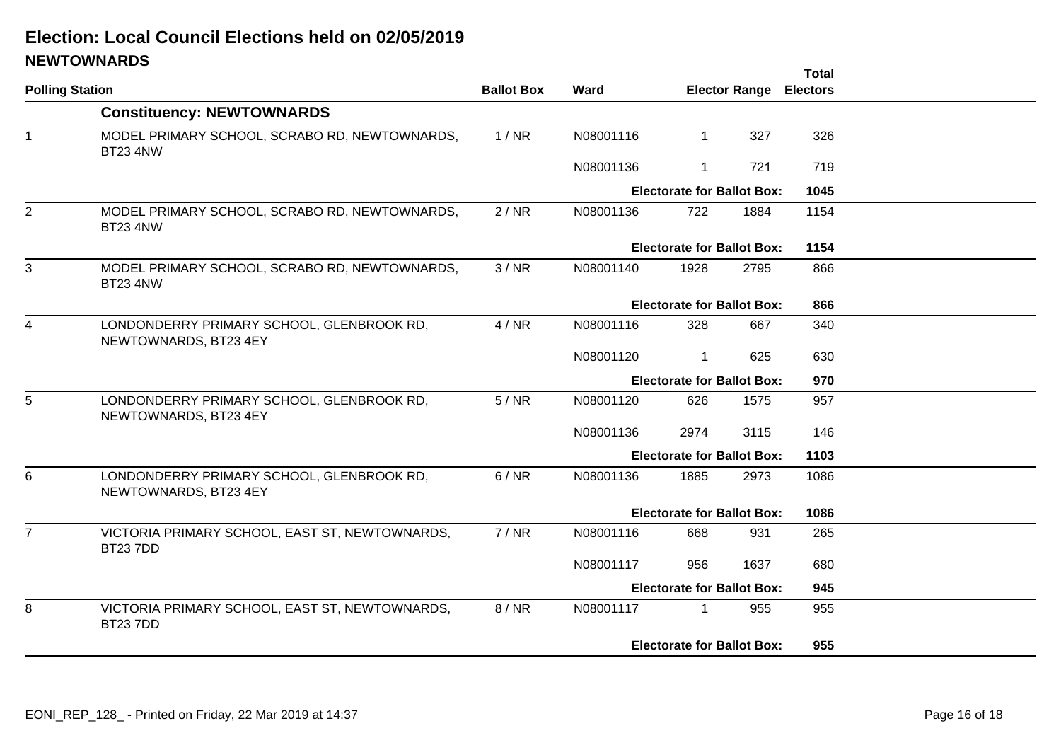# Election: Local Council Elections held on 02/05/2019

## NEWTOWNARDS

| Polling Station | | Ballot Box | Ward | Elector Range | | Total Electors |
|---|---|---|---|---|---|---|
| | **Constituency: NEWTOWNARDS** | | | | | |
| 1 | MODEL PRIMARY SCHOOL, SCRABO RD, NEWTOWNARDS, BT23 4NW | 1 / NR | N08001116 | 1 | 327 | 326 |
| | | | N08001136 | 1 | 721 | 719 |
| | | | | **Electorate for Ballot Box:** | | **1045** |
| 2 | MODEL PRIMARY SCHOOL, SCRABO RD, NEWTOWNARDS, BT23 4NW | 2 / NR | N08001136 | 722 | 1884 | 1154 |
| | | | | **Electorate for Ballot Box:** | | **1154** |
| 3 | MODEL PRIMARY SCHOOL, SCRABO RD, NEWTOWNARDS, BT23 4NW | 3 / NR | N08001140 | 1928 | 2795 | 866 |
| | | | | **Electorate for Ballot Box:** | | **866** |
| 4 | LONDONDERRY PRIMARY SCHOOL, GLENBROOK RD, NEWTOWNARDS, BT23 4EY | 4 / NR | N08001116 | 328 | 667 | 340 |
| | | | N08001120 | 1 | 625 | 630 |
| | | | | **Electorate for Ballot Box:** | | **970** |
| 5 | LONDONDERRY PRIMARY SCHOOL, GLENBROOK RD, NEWTOWNARDS, BT23 4EY | 5 / NR | N08001120 | 626 | 1575 | 957 |
| | | | N08001136 | 2974 | 3115 | 146 |
| | | | | **Electorate for Ballot Box:** | | **1103** |
| 6 | LONDONDERRY PRIMARY SCHOOL, GLENBROOK RD, NEWTOWNARDS, BT23 4EY | 6 / NR | N08001136 | 1885 | 2973 | 1086 |
| | | | | **Electorate for Ballot Box:** | | **1086** |
| 7 | VICTORIA PRIMARY SCHOOL, EAST ST, NEWTOWNARDS, BT23 7DD | 7 / NR | N08001116 | 668 | 931 | 265 |
| | | | N08001117 | 956 | 1637 | 680 |
| | | | | **Electorate for Ballot Box:** | | **945** |
| 8 | VICTORIA PRIMARY SCHOOL, EAST ST, NEWTOWNARDS, BT23 7DD | 8 / NR | N08001117 | 1 | 955 | 955 |
| | | | | **Electorate for Ballot Box:** | | **955** |

EONI_REP_128_ - Printed on Friday, 22 Mar 2019 at 14:37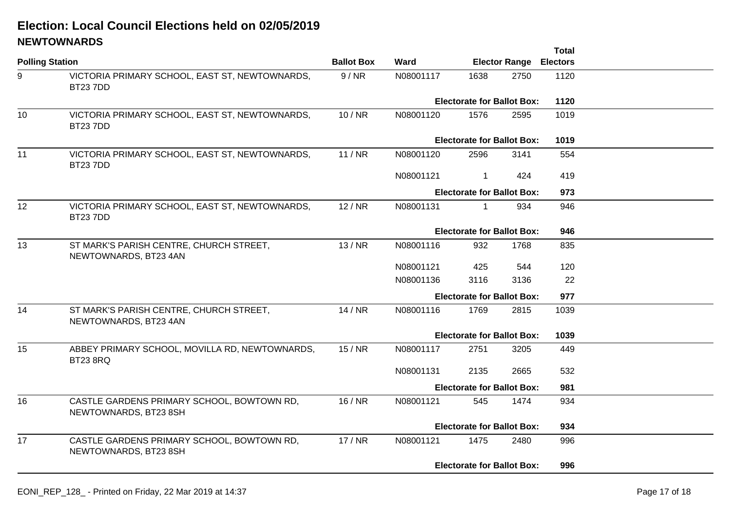# Election: Local Council Elections held on 02/05/2019

## NEWTOWNARDS

| Polling Station | | Ballot Box | Ward | Elector Range | | Total Electors |
|---|---|---|---|---|---|---|
| 9 | VICTORIA PRIMARY SCHOOL, EAST ST, NEWTOWNARDS, BT23 7DD | 9 / NR | N08001117 | 1638 | 2750 | 1120 |
| | | | | **Electorate for Ballot Box:** | | **1120** |
| 10 | VICTORIA PRIMARY SCHOOL, EAST ST, NEWTOWNARDS, BT23 7DD | 10 / NR | N08001120 | 1576 | 2595 | 1019 |
| | | | | **Electorate for Ballot Box:** | | **1019** |
| 11 | VICTORIA PRIMARY SCHOOL, EAST ST, NEWTOWNARDS, BT23 7DD | 11 / NR | N08001120 | 2596 | 3141 | 554 |
| | | | N08001121 | 1 | 424 | 419 |
| | | | | **Electorate for Ballot Box:** | | **973** |
| 12 | VICTORIA PRIMARY SCHOOL, EAST ST, NEWTOWNARDS, BT23 7DD | 12 / NR | N08001131 | 1 | 934 | 946 |
| | | | | **Electorate for Ballot Box:** | | **946** |
| 13 | ST MARK'S PARISH CENTRE, CHURCH STREET, NEWTOWNARDS, BT23 4AN | 13 / NR | N08001116 | 932 | 1768 | 835 |
| | | | N08001121 | 425 | 544 | 120 |
| | | | N08001136 | 3116 | 3136 | 22 |
| | | | | **Electorate for Ballot Box:** | | **977** |
| 14 | ST MARK'S PARISH CENTRE, CHURCH STREET, NEWTOWNARDS, BT23 4AN | 14 / NR | N08001116 | 1769 | 2815 | 1039 |
| | | | | **Electorate for Ballot Box:** | | **1039** |
| 15 | ABBEY PRIMARY SCHOOL, MOVILLA RD, NEWTOWNARDS, BT23 8RQ | 15 / NR | N08001117 | 2751 | 3205 | 449 |
| | | | N08001131 | 2135 | 2665 | 532 |
| | | | | **Electorate for Ballot Box:** | | **981** |
| 16 | CASTLE GARDENS PRIMARY SCHOOL, BOWTOWN RD, NEWTOWNARDS, BT23 8SH | 16 / NR | N08001121 | 545 | 1474 | 934 |
| | | | | **Electorate for Ballot Box:** | | **934** |
| 17 | CASTLE GARDENS PRIMARY SCHOOL, BOWTOWN RD, NEWTOWNARDS, BT23 8SH | 17 / NR | N08001121 | 1475 | 2480 | 996 |
| | | | | **Electorate for Ballot Box:** | | **996** |

EONI_REP_128_ - Printed on Friday, 22 Mar 2019 at 14:37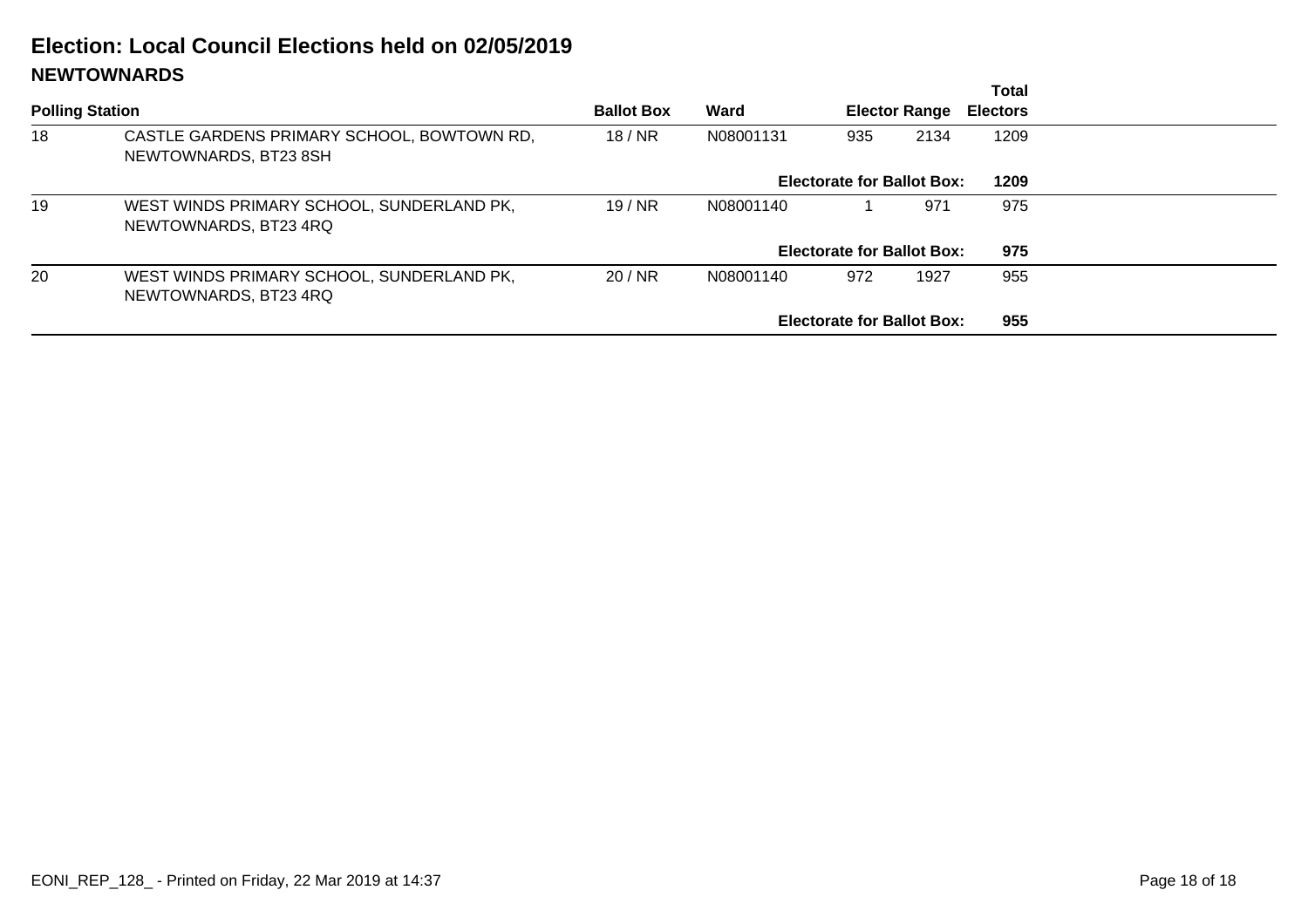# Election: Local Council Elections held on 02/05/2019

## NEWTOWNARDS

| Polling Station | | Ballot Box | Ward | Elector Range | | Total Electors |
|---|---|---|---|---|---|---|
| 18 | CASTLE GARDENS PRIMARY SCHOOL, BOWTOWN RD, NEWTOWNARDS, BT23 8SH | 18 / NR | N08001131 | 935 | 2134 | 1209 |
| | | | | **Electorate for Ballot Box:** | | **1209** |
| 19 | WEST WINDS PRIMARY SCHOOL, SUNDERLAND PK, NEWTOWNARDS, BT23 4RQ | 19 / NR | N08001140 | 1 | 971 | 975 |
| | | | | **Electorate for Ballot Box:** | | **975** |
| 20 | WEST WINDS PRIMARY SCHOOL, SUNDERLAND PK, NEWTOWNARDS, BT23 4RQ | 20 / NR | N08001140 | 972 | 1927 | 955 |
| | | | | **Electorate for Ballot Box:** | | **955** |

EONI_REP_128_ - Printed on Friday, 22 Mar 2019 at 14:37